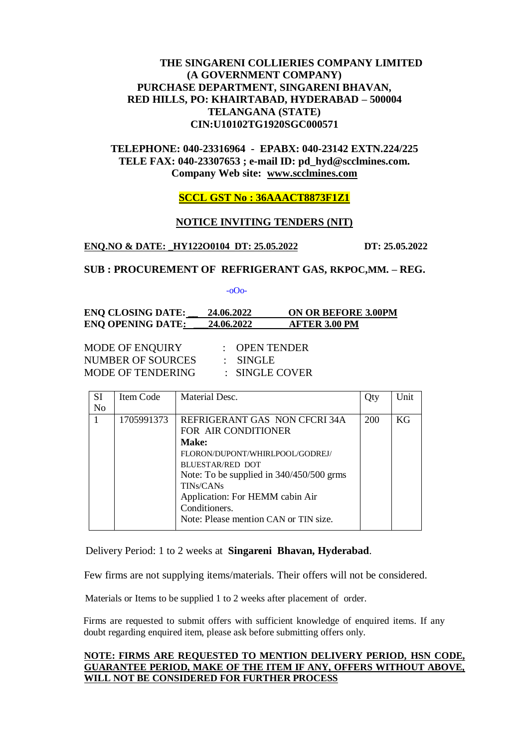**THE SINGARENI COLLIERIES COMPANY LIMITED**
**(A GOVERNMENT COMPANY)**
**PURCHASE DEPARTMENT, SINGARENI BHAVAN,**
**RED HILLS, PO: KHAIRTABAD, HYDERABAD – 500004**
**TELANGANA (STATE)**
**CIN:U10102TG1920SGC000571**

**TELEPHONE: 040-23316964 - EPABX: 040-23142 EXTN.224/225**
**TELE FAX: 040-23307653 ; e-mail ID: pd_hyd@scclmines.com.**
**Company Web site: www.scclmines.com**

**SCCL GST No : 36AAACT8873F1Z1**

## NOTICE INVITING TENDERS (NIT)

**ENQ.NO & DATE: _HY122O0104 DT: 25.05.2022** **DT: 25.05.2022**

**SUB : PROCUREMENT OF REFRIGERANT GAS, RKPOC,MM. – REG.**

-oOo-

**ENQ CLOSING DATE: __ 24.06.2022 ON OR BEFORE 3.00PM**
**ENQ OPENING DATE: ___24.06.2022 AFTER 3.00 PM**

MODE OF ENQUIRY : OPEN TENDER
NUMBER OF SOURCES : SINGLE
MODE OF TENDERING : SINGLE COVER

| SI No | Item Code | Material Desc. | Qty | Unit |
|---|---|---|---|---|
| 1 | 1705991373 | REFRIGERANT GAS NON CFCRI 34A FOR AIR CONDITIONER **Make:** FLORON/DUPONT/WHIRLPOOL/GODREJ/ BLUESTAR/RED DOT Note: To be supplied in 340/450/500 grms TINs/CANs Application: For HEMM cabin Air Conditioners. Note: Please mention CAN or TIN size. | 200 | KG |

Delivery Period: 1 to 2 weeks at **Singareni Bhavan, Hyderabad**.

Few firms are not supplying items/materials. Their offers will not be considered.

Materials or Items to be supplied 1 to 2 weeks after placement of order.

Firms are requested to submit offers with sufficient knowledge of enquired items. If any doubt regarding enquired item, please ask before submitting offers only.

**NOTE: FIRMS ARE REQUESTED TO MENTION DELIVERY PERIOD, HSN CODE, GUARANTEE PERIOD, MAKE OF THE ITEM IF ANY, OFFERS WITHOUT ABOVE, WILL NOT BE CONSIDERED FOR FURTHER PROCESS**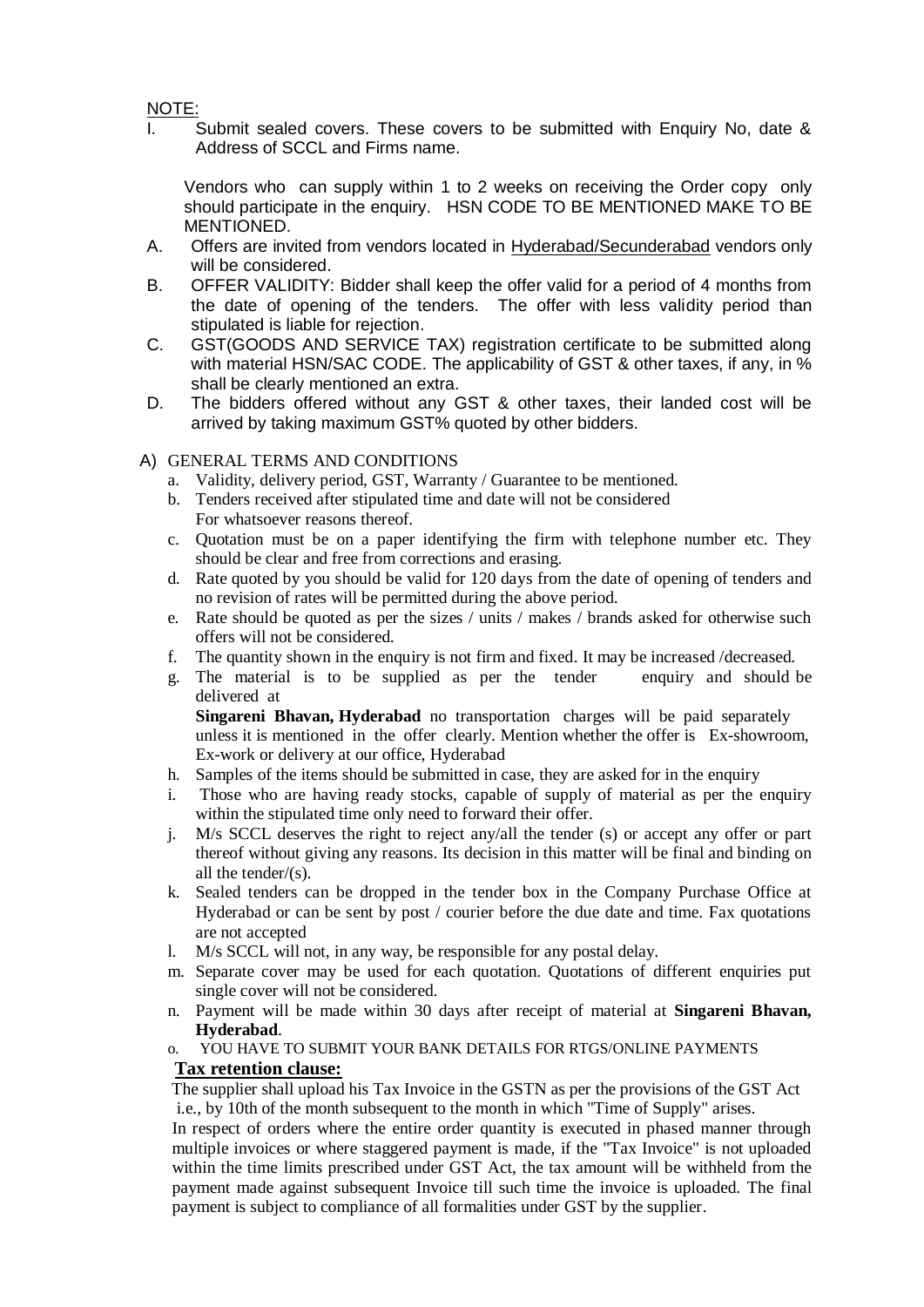NOTE:

I. Submit sealed covers. These covers to be submitted with Enquiry No, date & Address of SCCL and Firms name.

Vendors who can supply within 1 to 2 weeks on receiving the Order copy only should participate in the enquiry. HSN CODE TO BE MENTIONED MAKE TO BE MENTIONED.

A. Offers are invited from vendors located in Hyderabad/Secunderabad vendors only will be considered.

B. OFFER VALIDITY: Bidder shall keep the offer valid for a period of 4 months from the date of opening of the tenders. The offer with less validity period than stipulated is liable for rejection.

C. GST(GOODS AND SERVICE TAX) registration certificate to be submitted along with material HSN/SAC CODE. The applicability of GST & other taxes, if any, in % shall be clearly mentioned an extra.

D. The bidders offered without any GST & other taxes, their landed cost will be arrived by taking maximum GST% quoted by other bidders.

A) GENERAL TERMS AND CONDITIONS

a. Validity, delivery period, GST, Warranty / Guarantee to be mentioned.
b. Tenders received after stipulated time and date will not be considered For whatsoever reasons thereof.
c. Quotation must be on a paper identifying the firm with telephone number etc. They should be clear and free from corrections and erasing.
d. Rate quoted by you should be valid for 120 days from the date of opening of tenders and no revision of rates will be permitted during the above period.
e. Rate should be quoted as per the sizes / units / makes / brands asked for otherwise such offers will not be considered.
f. The quantity shown in the enquiry is not firm and fixed. It may be increased /decreased.
g. The material is to be supplied as per the tender enquiry and should be delivered at **Singareni Bhavan, Hyderabad** no transportation charges will be paid separately unless it is mentioned in the offer clearly. Mention whether the offer is Ex-showroom, Ex-work or delivery at our office, Hyderabad
h. Samples of the items should be submitted in case, they are asked for in the enquiry
i. Those who are having ready stocks, capable of supply of material as per the enquiry within the stipulated time only need to forward their offer.
j. M/s SCCL deserves the right to reject any/all the tender (s) or accept any offer or part thereof without giving any reasons. Its decision in this matter will be final and binding on all the tender/(s).
k. Sealed tenders can be dropped in the tender box in the Company Purchase Office at Hyderabad or can be sent by post / courier before the due date and time. Fax quotations are not accepted
l. M/s SCCL will not, in any way, be responsible for any postal delay.
m. Separate cover may be used for each quotation. Quotations of different enquiries put single cover will not be considered.
n. Payment will be made within 30 days after receipt of material at **Singareni Bhavan, Hyderabad**.
o. YOU HAVE TO SUBMIT YOUR BANK DETAILS FOR RTGS/ONLINE PAYMENTS

**Tax retention clause:**

The supplier shall upload his Tax Invoice in the GSTN as per the provisions of the GST Act i.e., by 10th of the month subsequent to the month in which "Time of Supply" arises.

In respect of orders where the entire order quantity is executed in phased manner through multiple invoices or where staggered payment is made, if the "Tax Invoice" is not uploaded within the time limits prescribed under GST Act, the tax amount will be withheld from the payment made against subsequent Invoice till such time the invoice is uploaded. The final payment is subject to compliance of all formalities under GST by the supplier.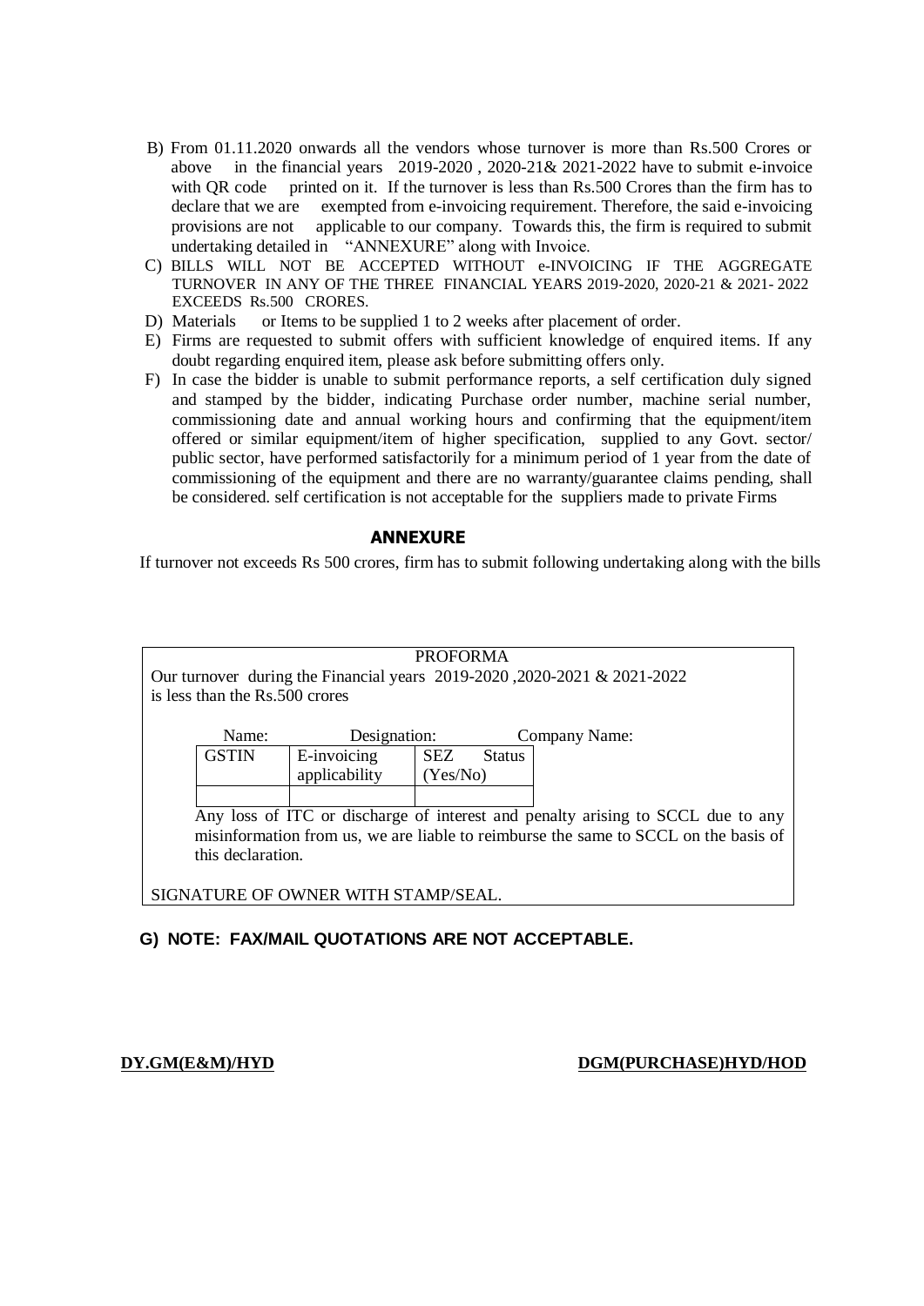B) From 01.11.2020 onwards all the vendors whose turnover is more than Rs.500 Crores or above in the financial years 2019-2020 , 2020-21& 2021-2022 have to submit e-invoice with QR code printed on it. If the turnover is less than Rs.500 Crores than the firm has to declare that we are exempted from e-invoicing requirement. Therefore, the said e-invoicing provisions are not applicable to our company. Towards this, the firm is required to submit undertaking detailed in "ANNEXURE" along with Invoice.

C) BILLS WILL NOT BE ACCEPTED WITHOUT e-INVOICING IF THE AGGREGATE TURNOVER IN ANY OF THE THREE FINANCIAL YEARS 2019-2020, 2020-21 & 2021- 2022 EXCEEDS Rs.500 CRORES.

D) Materials or Items to be supplied 1 to 2 weeks after placement of order.

E) Firms are requested to submit offers with sufficient knowledge of enquired items. If any doubt regarding enquired item, please ask before submitting offers only.

F) In case the bidder is unable to submit performance reports, a self certification duly signed and stamped by the bidder, indicating Purchase order number, machine serial number, commissioning date and annual working hours and confirming that the equipment/item offered or similar equipment/item of higher specification, supplied to any Govt. sector/ public sector, have performed satisfactorily for a minimum period of 1 year from the date of commissioning of the equipment and there are no warranty/guarantee claims pending, shall be considered. self certification is not acceptable for the suppliers made to private Firms

## ANNEXURE

If turnover not exceeds Rs 500 crores, firm has to submit following undertaking along with the bills

PROFORMA

Our turnover during the Financial years 2019-2020 ,2020-2021 & 2021-2022 is less than the Rs.500 crores

Name: Designation: Company Name:

| GSTIN | E-invoicing applicability | SEZ Status (Yes/No) |
|---|---|---|
| | | |

Any loss of ITC or discharge of interest and penalty arising to SCCL due to any misinformation from us, we are liable to reimburse the same to SCCL on the basis of this declaration.

SIGNATURE OF OWNER WITH STAMP/SEAL.

**G) NOTE: FAX/MAIL QUOTATIONS ARE NOT ACCEPTABLE.**

**DY.GM(E&M)/HYD** **DGM(PURCHASE)HYD/HOD**